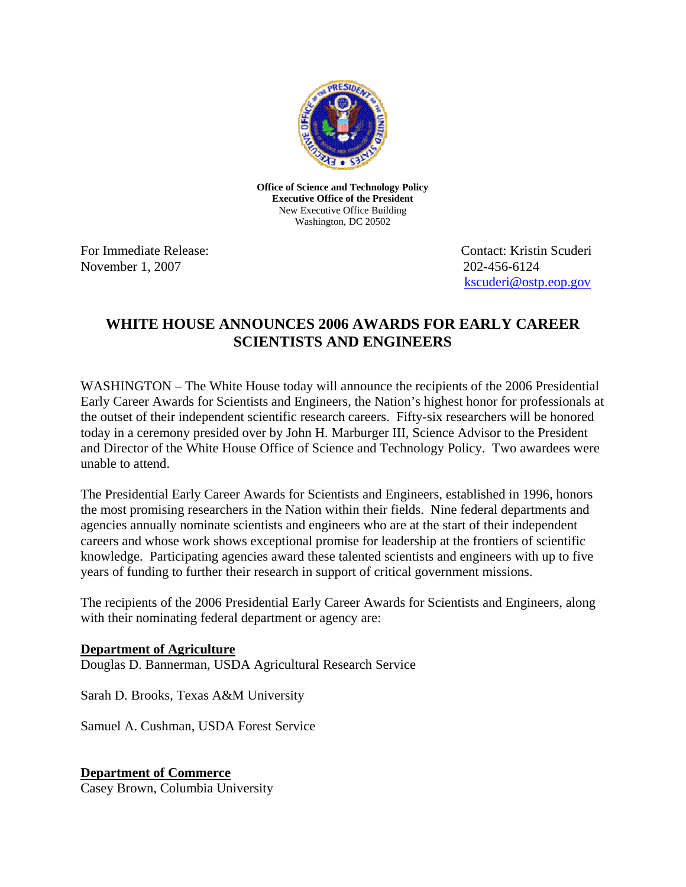**Office of Science and Technology Policy**
**Executive Office of the President**
New Executive Office Building
Washington, DC 20502

For Immediate Release:
November 1, 2007

Contact: Kristin Scuderi
202-456-6124
kscuderi@ostp.eop.gov

# WHITE HOUSE ANNOUNCES 2006 AWARDS FOR EARLY CAREER SCIENTISTS AND ENGINEERS

WASHINGTON – The White House today will announce the recipients of the 2006 Presidential Early Career Awards for Scientists and Engineers, the Nation's highest honor for professionals at the outset of their independent scientific research careers. Fifty-six researchers will be honored today in a ceremony presided over by John H. Marburger III, Science Advisor to the President and Director of the White House Office of Science and Technology Policy. Two awardees were unable to attend.

The Presidential Early Career Awards for Scientists and Engineers, established in 1996, honors the most promising researchers in the Nation within their fields. Nine federal departments and agencies annually nominate scientists and engineers who are at the start of their independent careers and whose work shows exceptional promise for leadership at the frontiers of scientific knowledge. Participating agencies award these talented scientists and engineers with up to five years of funding to further their research in support of critical government missions.

The recipients of the 2006 Presidential Early Career Awards for Scientists and Engineers, along with their nominating federal department or agency are:

**Department of Agriculture**

Douglas D. Bannerman, USDA Agricultural Research Service

Sarah D. Brooks, Texas A&M University

Samuel A. Cushman, USDA Forest Service

**Department of Commerce**

Casey Brown, Columbia University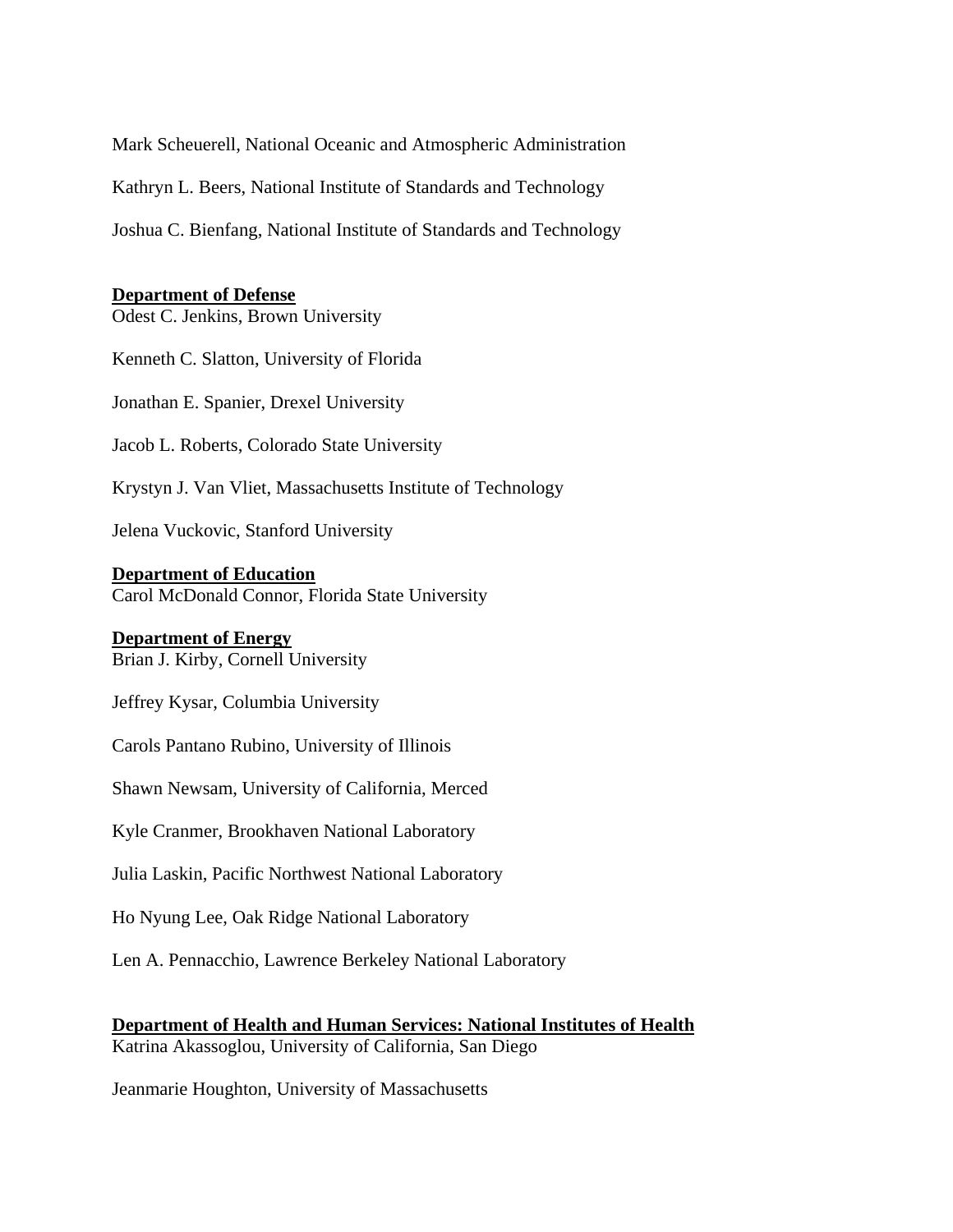Mark Scheuerell, National Oceanic and Atmospheric Administration

Kathryn L. Beers, National Institute of Standards and Technology

Joshua C. Bienfang, National Institute of Standards and Technology

**Department of Defense**

Odest C. Jenkins, Brown University

Kenneth C. Slatton, University of Florida

Jonathan E. Spanier, Drexel University

Jacob L. Roberts, Colorado State University

Krystyn J. Van Vliet, Massachusetts Institute of Technology

Jelena Vuckovic, Stanford University

**Department of Education**

Carol McDonald Connor, Florida State University

**Department of Energy**

Brian J. Kirby, Cornell University

Jeffrey Kysar, Columbia University

Carols Pantano Rubino, University of Illinois

Shawn Newsam, University of California, Merced

Kyle Cranmer, Brookhaven National Laboratory

Julia Laskin, Pacific Northwest National Laboratory

Ho Nyung Lee, Oak Ridge National Laboratory

Len A. Pennacchio, Lawrence Berkeley National Laboratory

**Department of Health and Human Services: National Institutes of Health**

Katrina Akassoglou, University of California, San Diego

Jeanmarie Houghton, University of Massachusetts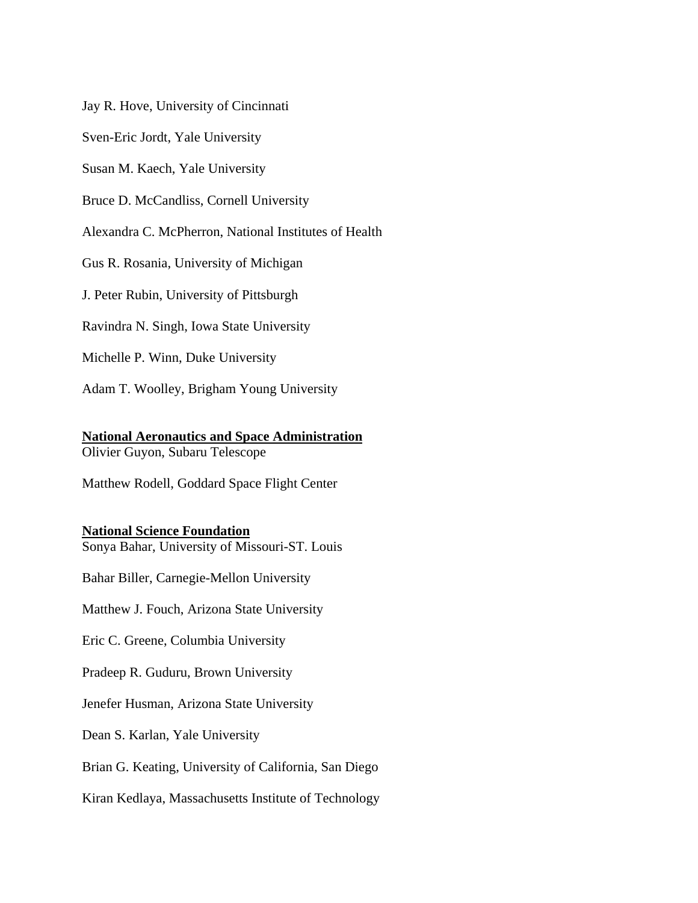Jay R. Hove, University of Cincinnati

Sven-Eric Jordt, Yale University

Susan M. Kaech, Yale University

Bruce D. McCandliss, Cornell University

Alexandra C. McPherron, National Institutes of Health

Gus R. Rosania, University of Michigan

J. Peter Rubin, University of Pittsburgh

Ravindra N. Singh, Iowa State University

Michelle P. Winn, Duke University

Adam T. Woolley, Brigham Young University

**National Aeronautics and Space Administration**

Olivier Guyon, Subaru Telescope

Matthew Rodell, Goddard Space Flight Center

**National Science Foundation**

Sonya Bahar, University of Missouri-ST. Louis

Bahar Biller, Carnegie-Mellon University

Matthew J. Fouch, Arizona State University

Eric C. Greene, Columbia University

Pradeep R. Guduru, Brown University

Jenefer Husman, Arizona State University

Dean S. Karlan, Yale University

Brian G. Keating, University of California, San Diego

Kiran Kedlaya, Massachusetts Institute of Technology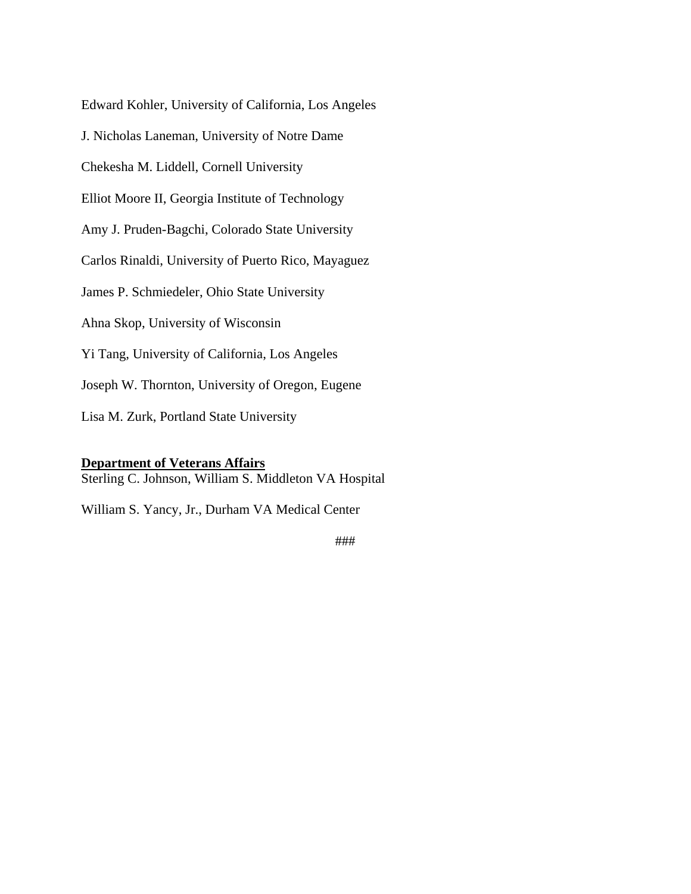Edward Kohler, University of California, Los Angeles

J. Nicholas Laneman, University of Notre Dame

Chekesha M. Liddell, Cornell University

Elliot Moore II, Georgia Institute of Technology

Amy J. Pruden-Bagchi, Colorado State University

Carlos Rinaldi, University of Puerto Rico, Mayaguez

James P. Schmiedeler, Ohio State University

Ahna Skop, University of Wisconsin

Yi Tang, University of California, Los Angeles

Joseph W. Thornton, University of Oregon, Eugene

Lisa M. Zurk, Portland State University

**Department of Veterans Affairs**

Sterling C. Johnson, William S. Middleton VA Hospital

William S. Yancy, Jr., Durham VA Medical Center

###